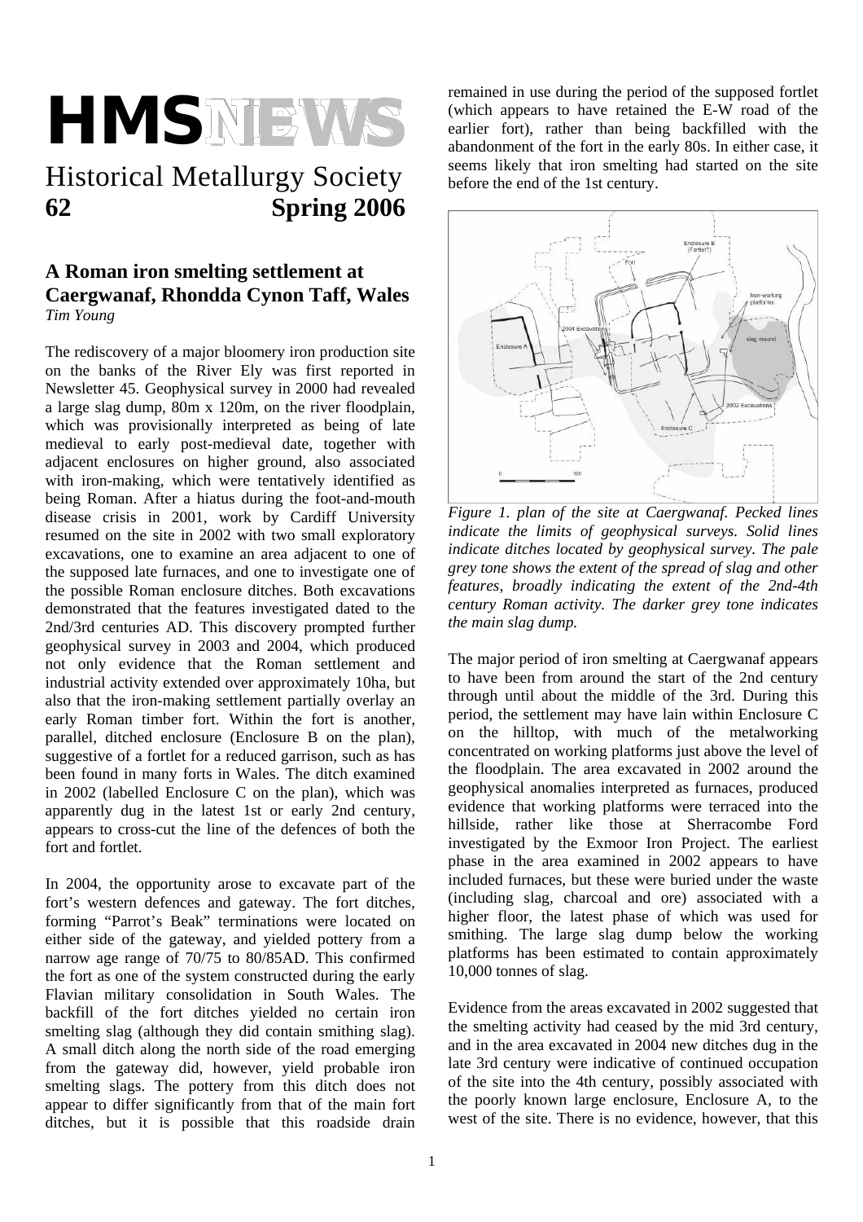# HMSNEWS

Historical Metallurgy Society
**62** **Spring 2006**

## A Roman iron smelting settlement at Caergwanaf, Rhondda Cynon Taff, Wales

*Tim Young*

The rediscovery of a major bloomery iron production site on the banks of the River Ely was first reported in Newsletter 45. Geophysical survey in 2000 had revealed a large slag dump, 80m x 120m, on the river floodplain, which was provisionally interpreted as being of late medieval to early post-medieval date, together with adjacent enclosures on higher ground, also associated with iron-making, which were tentatively identified as being Roman. After a hiatus during the foot-and-mouth disease crisis in 2001, work by Cardiff University resumed on the site in 2002 with two small exploratory excavations, one to examine an area adjacent to one of the supposed late furnaces, and one to investigate one of the possible Roman enclosure ditches. Both excavations demonstrated that the features investigated dated to the 2nd/3rd centuries AD. This discovery prompted further geophysical survey in 2003 and 2004, which produced not only evidence that the Roman settlement and industrial activity extended over approximately 10ha, but also that the iron-making settlement partially overlay an early Roman timber fort. Within the fort is another, parallel, ditched enclosure (Enclosure B on the plan), suggestive of a fortlet for a reduced garrison, such as has been found in many forts in Wales. The ditch examined in 2002 (labelled Enclosure C on the plan), which was apparently dug in the latest 1st or early 2nd century, appears to cross-cut the line of the defences of both the fort and fortlet.

In 2004, the opportunity arose to excavate part of the fort's western defences and gateway. The fort ditches, forming "Parrot's Beak" terminations were located on either side of the gateway, and yielded pottery from a narrow age range of 70/75 to 80/85AD. This confirmed the fort as one of the system constructed during the early Flavian military consolidation in South Wales. The backfill of the fort ditches yielded no certain iron smelting slag (although they did contain smithing slag). A small ditch along the north side of the road emerging from the gateway did, however, yield probable iron smelting slags. The pottery from this ditch does not appear to differ significantly from that of the main fort ditches, but it is possible that this roadside drain remained in use during the period of the supposed fortlet (which appears to have retained the E-W road of the earlier fort), rather than being backfilled with the abandonment of the fort in the early 80s. In either case, it seems likely that iron smelting had started on the site before the end of the 1st century.

*Figure 1. plan of the site at Caergwanaf. Pecked lines indicate the limits of geophysical surveys. Solid lines indicate ditches located by geophysical survey. The pale grey tone shows the extent of the spread of slag and other features, broadly indicating the extent of the 2nd-4th century Roman activity. The darker grey tone indicates the main slag dump.*

The major period of iron smelting at Caergwanaf appears to have been from around the start of the 2nd century through until about the middle of the 3rd. During this period, the settlement may have lain within Enclosure C on the hilltop, with much of the metalworking concentrated on working platforms just above the level of the floodplain. The area excavated in 2002 around the geophysical anomalies interpreted as furnaces, produced evidence that working platforms were terraced into the hillside, rather like those at Sherracombe Ford investigated by the Exmoor Iron Project. The earliest phase in the area examined in 2002 appears to have included furnaces, but these were buried under the waste (including slag, charcoal and ore) associated with a higher floor, the latest phase of which was used for smithing. The large slag dump below the working platforms has been estimated to contain approximately 10,000 tonnes of slag.

Evidence from the areas excavated in 2002 suggested that the smelting activity had ceased by the mid 3rd century, and in the area excavated in 2004 new ditches dug in the late 3rd century were indicative of continued occupation of the site into the 4th century, possibly associated with the poorly known large enclosure, Enclosure A, to the west of the site. There is no evidence, however, that this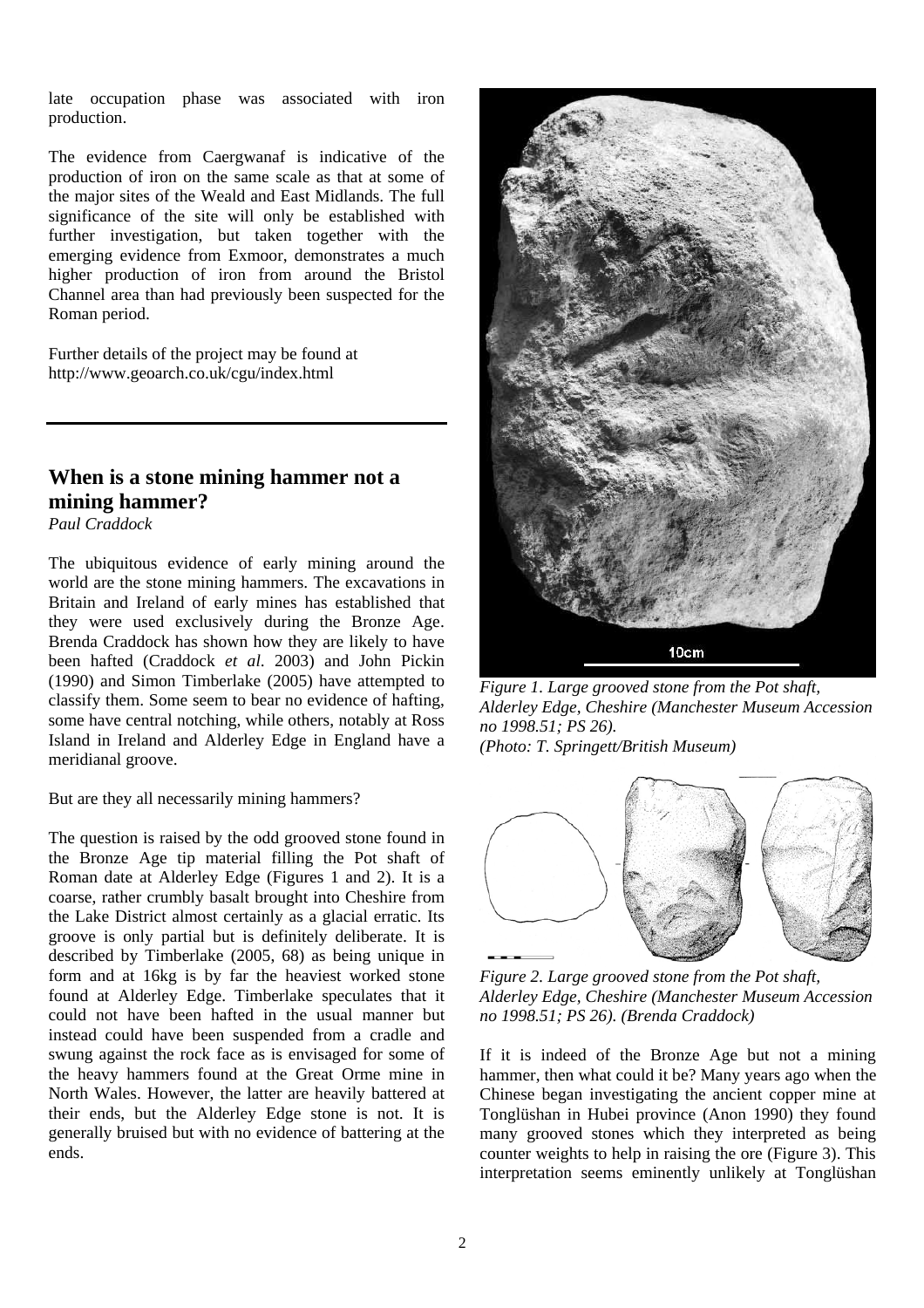late occupation phase was associated with iron production.

The evidence from Caergwanaf is indicative of the production of iron on the same scale as that at some of the major sites of the Weald and East Midlands. The full significance of the site will only be established with further investigation, but taken together with the emerging evidence from Exmoor, demonstrates a much higher production of iron from around the Bristol Channel area than had previously been suspected for the Roman period.

Further details of the project may be found at http://www.geoarch.co.uk/cgu/index.html

## When is a stone mining hammer not a mining hammer?

*Paul Craddock*

The ubiquitous evidence of early mining around the world are the stone mining hammers. The excavations in Britain and Ireland of early mines has established that they were used exclusively during the Bronze Age. Brenda Craddock has shown how they are likely to have been hafted (Craddock *et al.* 2003) and John Pickin (1990) and Simon Timberlake (2005) have attempted to classify them. Some seem to bear no evidence of hafting, some have central notching, while others, notably at Ross Island in Ireland and Alderley Edge in England have a meridianal groove.

But are they all necessarily mining hammers?

The question is raised by the odd grooved stone found in the Bronze Age tip material filling the Pot shaft of Roman date at Alderley Edge (Figures 1 and 2). It is a coarse, rather crumbly basalt brought into Cheshire from the Lake District almost certainly as a glacial erratic. Its groove is only partial but is definitely deliberate. It is described by Timberlake (2005, 68) as being unique in form and at 16kg is by far the heaviest worked stone found at Alderley Edge. Timberlake speculates that it could not have been hafted in the usual manner but instead could have been suspended from a cradle and swung against the rock face as is envisaged for some of the heavy hammers found at the Great Orme mine in North Wales. However, the latter are heavily battered at their ends, but the Alderley Edge stone is not. It is generally bruised but with no evidence of battering at the ends.

*Figure 1. Large grooved stone from the Pot shaft, Alderley Edge, Cheshire (Manchester Museum Accession no 1998.51; PS 26). (Photo: T. Springett/British Museum)*

*Figure 2. Large grooved stone from the Pot shaft, Alderley Edge, Cheshire (Manchester Museum Accession no 1998.51; PS 26). (Brenda Craddock)*

If it is indeed of the Bronze Age but not a mining hammer, then what could it be? Many years ago when the Chinese began investigating the ancient copper mine at Tonglüshan in Hubei province (Anon 1990) they found many grooved stones which they interpreted as being counter weights to help in raising the ore (Figure 3). This interpretation seems eminently unlikely at Tonglüshan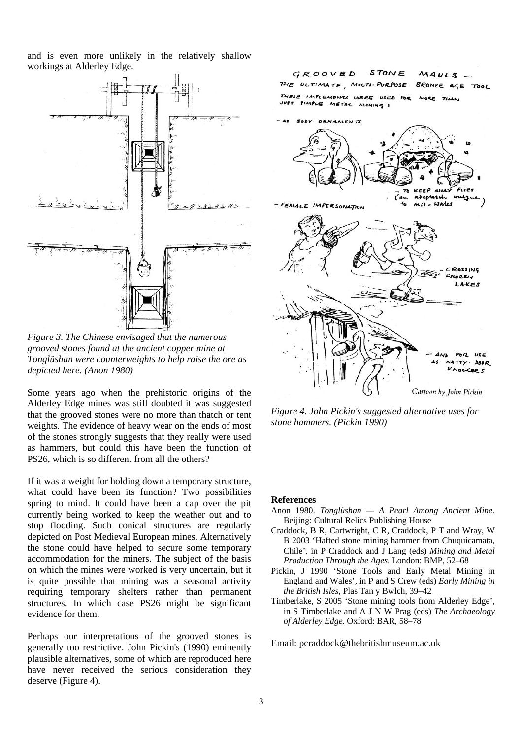and is even more unlikely in the relatively shallow workings at Alderley Edge.

*Figure 3. The Chinese envisaged that the numerous grooved stones found at the ancient copper mine at Tonglüshan were counterweights to help raise the ore as depicted here. (Anon 1980)*

Some years ago when the prehistoric origins of the Alderley Edge mines was still doubted it was suggested that the grooved stones were no more than thatch or tent weights. The evidence of heavy wear on the ends of most of the stones strongly suggests that they really were used as hammers, but could this have been the function of PS26, which is so different from all the others?

If it was a weight for holding down a temporary structure, what could have been its function? Two possibilities spring to mind. It could have been a cap over the pit currently being worked to keep the weather out and to stop flooding. Such conical structures are regularly depicted on Post Medieval European mines. Alternatively the stone could have helped to secure some temporary accommodation for the miners. The subject of the basis on which the mines were worked is very uncertain, but it is quite possible that mining was a seasonal activity requiring temporary shelters rather than permanent structures. In which case PS26 might be significant evidence for them.

Perhaps our interpretations of the grooved stones is generally too restrictive. John Pickin's (1990) eminently plausible alternatives, some of which are reproduced here have never received the serious consideration they deserve (Figure 4).

*Figure 4. John Pickin's suggested alternative uses for stone hammers. (Pickin 1990)*

## References

Anon 1980. *Tonglüshan — A Pearl Among Ancient Mine.* Beijing: Cultural Relics Publishing House

Craddock, B R, Cartwright, C R, Craddock, P T and Wray, W B 2003 'Hafted stone mining hammer from Chuquicamata, Chile', in P Craddock and J Lang (eds) *Mining and Metal Production Through the Ages.* London: BMP, 52–68

Pickin, J 1990 'Stone Tools and Early Metal Mining in England and Wales', in P and S Crew (eds) *Early Mining in the British Isles*, Plas Tan y Bwlch, 39–42

Timberlake, S 2005 'Stone mining tools from Alderley Edge', in S Timberlake and A J N W Prag (eds) *The Archaeology of Alderley Edge.* Oxford: BAR, 58–78

Email: pcraddock@thebritishmuseum.ac.uk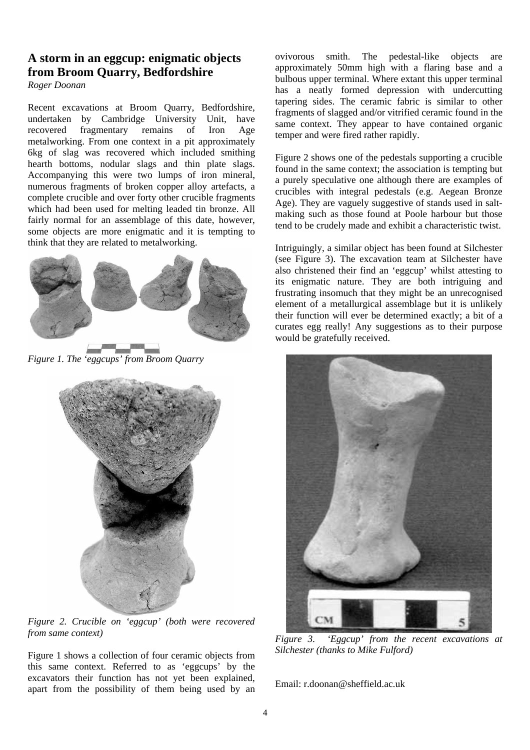## A storm in an eggcup: enigmatic objects from Broom Quarry, Bedfordshire

*Roger Doonan*

Recent excavations at Broom Quarry, Bedfordshire, undertaken by Cambridge University Unit, have recovered fragmentary remains of Iron Age metalworking. From one context in a pit approximately 6kg of slag was recovered which included smithing hearth bottoms, nodular slags and thin plate slags. Accompanying this were two lumps of iron mineral, numerous fragments of broken copper alloy artefacts, a complete crucible and over forty other crucible fragments which had been used for melting leaded tin bronze. All fairly normal for an assemblage of this date, however, some objects are more enigmatic and it is tempting to think that they are related to metalworking.

*Figure 1. The 'eggcups' from Broom Quarry*

*Figure 2. Crucible on 'eggcup' (both were recovered from same context)*

Figure 1 shows a collection of four ceramic objects from this same context. Referred to as 'eggcups' by the excavators their function has not yet been explained, apart from the possibility of them being used by an ovivorous smith. The pedestal-like objects are approximately 50mm high with a flaring base and a bulbous upper terminal. Where extant this upper terminal has a neatly formed depression with undercutting tapering sides. The ceramic fabric is similar to other fragments of slagged and/or vitrified ceramic found in the same context. They appear to have contained organic temper and were fired rather rapidly.

Figure 2 shows one of the pedestals supporting a crucible found in the same context; the association is tempting but a purely speculative one although there are examples of crucibles with integral pedestals (e.g. Aegean Bronze Age). They are vaguely suggestive of stands used in salt-making such as those found at Poole harbour but those tend to be crudely made and exhibit a characteristic twist.

Intriguingly, a similar object has been found at Silchester (see Figure 3). The excavation team at Silchester have also christened their find an 'eggcup' whilst attesting to its enigmatic nature. They are both intriguing and frustrating insomuch that they might be an unrecognised element of a metallurgical assemblage but it is unlikely their function will ever be determined exactly; a bit of a curates egg really! Any suggestions as to their purpose would be gratefully received.

*Figure 3. 'Eggcup' from the recent excavations at Silchester (thanks to Mike Fulford)*

Email: r.doonan@sheffield.ac.uk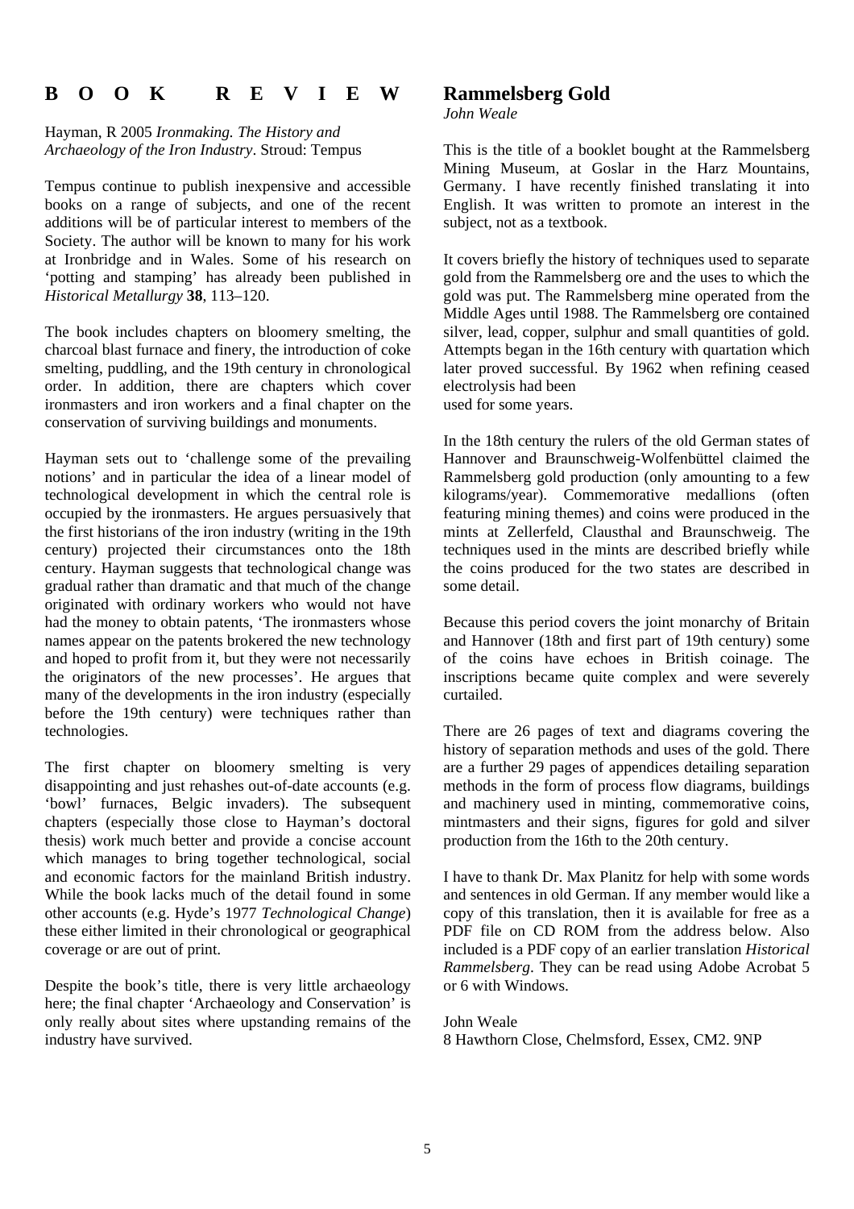# BOOK REVIEW

Hayman, R 2005 *Ironmaking. The History and Archaeology of the Iron Industry*. Stroud: Tempus

Tempus continue to publish inexpensive and accessible books on a range of subjects, and one of the recent additions will be of particular interest to members of the Society. The author will be known to many for his work at Ironbridge and in Wales. Some of his research on 'potting and stamping' has already been published in *Historical Metallurgy* **38**, 113–120.

The book includes chapters on bloomery smelting, the charcoal blast furnace and finery, the introduction of coke smelting, puddling, and the 19th century in chronological order. In addition, there are chapters which cover ironmasters and iron workers and a final chapter on the conservation of surviving buildings and monuments.

Hayman sets out to 'challenge some of the prevailing notions' and in particular the idea of a linear model of technological development in which the central role is occupied by the ironmasters. He argues persuasively that the first historians of the iron industry (writing in the 19th century) projected their circumstances onto the 18th century. Hayman suggests that technological change was gradual rather than dramatic and that much of the change originated with ordinary workers who would not have had the money to obtain patents, 'The ironmasters whose names appear on the patents brokered the new technology and hoped to profit from it, but they were not necessarily the originators of the new processes'. He argues that many of the developments in the iron industry (especially before the 19th century) were techniques rather than technologies.

The first chapter on bloomery smelting is very disappointing and just rehashes out-of-date accounts (e.g. 'bowl' furnaces, Belgic invaders). The subsequent chapters (especially those close to Hayman's doctoral thesis) work much better and provide a concise account which manages to bring together technological, social and economic factors for the mainland British industry. While the book lacks much of the detail found in some other accounts (e.g. Hyde's 1977 *Technological Change*) these either limited in their chronological or geographical coverage or are out of print.

Despite the book's title, there is very little archaeology here; the final chapter 'Archaeology and Conservation' is only really about sites where upstanding remains of the industry have survived.

## Rammelsberg Gold

*John Weale*

This is the title of a booklet bought at the Rammelsberg Mining Museum, at Goslar in the Harz Mountains, Germany. I have recently finished translating it into English. It was written to promote an interest in the subject, not as a textbook.

It covers briefly the history of techniques used to separate gold from the Rammelsberg ore and the uses to which the gold was put. The Rammelsberg mine operated from the Middle Ages until 1988. The Rammelsberg ore contained silver, lead, copper, sulphur and small quantities of gold. Attempts began in the 16th century with quartation which later proved successful. By 1962 when refining ceased electrolysis had been used for some years.

In the 18th century the rulers of the old German states of Hannover and Braunschweig-Wolfenbüttel claimed the Rammelsberg gold production (only amounting to a few kilograms/year). Commemorative medallions (often featuring mining themes) and coins were produced in the mints at Zellerfeld, Clausthal and Braunschweig. The techniques used in the mints are described briefly while the coins produced for the two states are described in some detail.

Because this period covers the joint monarchy of Britain and Hannover (18th and first part of 19th century) some of the coins have echoes in British coinage. The inscriptions became quite complex and were severely curtailed.

There are 26 pages of text and diagrams covering the history of separation methods and uses of the gold. There are a further 29 pages of appendices detailing separation methods in the form of process flow diagrams, buildings and machinery used in minting, commemorative coins, mintmasters and their signs, figures for gold and silver production from the 16th to the 20th century.

I have to thank Dr. Max Planitz for help with some words and sentences in old German. If any member would like a copy of this translation, then it is available for free as a PDF file on CD ROM from the address below. Also included is a PDF copy of an earlier translation *Historical Rammelsberg*. They can be read using Adobe Acrobat 5 or 6 with Windows.

John Weale
8 Hawthorn Close, Chelmsford, Essex, CM2. 9NP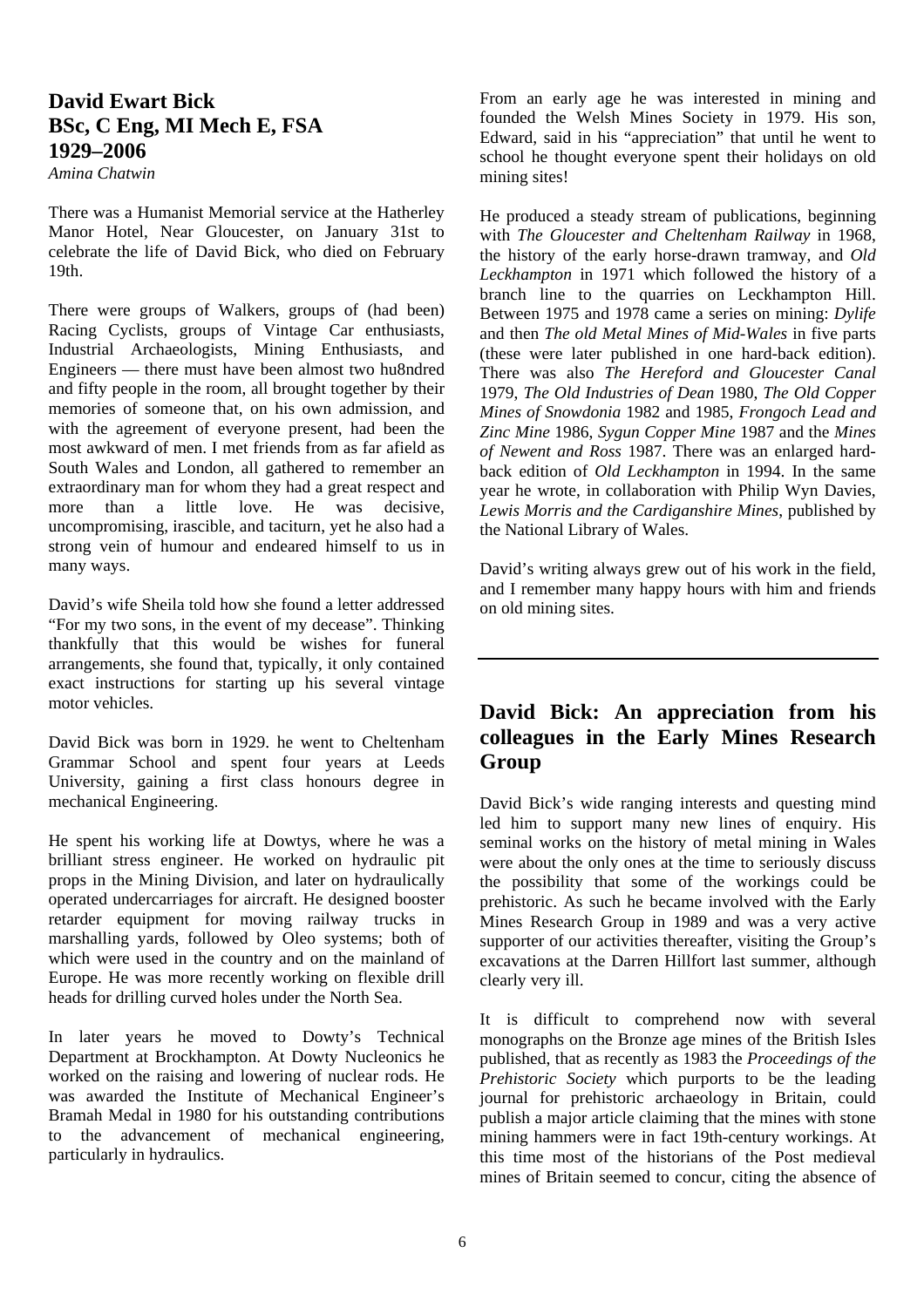## David Ewart Bick
## BSc, C Eng, MI Mech E, FSA
## 1929–2006

*Amina Chatwin*

There was a Humanist Memorial service at the Hatherley Manor Hotel, Near Gloucester, on January 31st to celebrate the life of David Bick, who died on February 19th.

There were groups of Walkers, groups of (had been) Racing Cyclists, groups of Vintage Car enthusiasts, Industrial Archaeologists, Mining Enthusiasts, and Engineers — there must have been almost two hu8ndred and fifty people in the room, all brought together by their memories of someone that, on his own admission, and with the agreement of everyone present, had been the most awkward of men. I met friends from as far afield as South Wales and London, all gathered to remember an extraordinary man for whom they had a great respect and more than a little love. He was decisive, uncompromising, irascible, and taciturn, yet he also had a strong vein of humour and endeared himself to us in many ways.

David's wife Sheila told how she found a letter addressed "For my two sons, in the event of my decease". Thinking thankfully that this would be wishes for funeral arrangements, she found that, typically, it only contained exact instructions for starting up his several vintage motor vehicles.

David Bick was born in 1929. he went to Cheltenham Grammar School and spent four years at Leeds University, gaining a first class honours degree in mechanical Engineering.

He spent his working life at Dowtys, where he was a brilliant stress engineer. He worked on hydraulic pit props in the Mining Division, and later on hydraulically operated undercarriages for aircraft. He designed booster retarder equipment for moving railway trucks in marshalling yards, followed by Oleo systems; both of which were used in the country and on the mainland of Europe. He was more recently working on flexible drill heads for drilling curved holes under the North Sea.

In later years he moved to Dowty's Technical Department at Brockhampton. At Dowty Nucleonics he worked on the raising and lowering of nuclear rods. He was awarded the Institute of Mechanical Engineer's Bramah Medal in 1980 for his outstanding contributions to the advancement of mechanical engineering, particularly in hydraulics.

From an early age he was interested in mining and founded the Welsh Mines Society in 1979. His son, Edward, said in his "appreciation" that until he went to school he thought everyone spent their holidays on old mining sites!

He produced a steady stream of publications, beginning with *The Gloucester and Cheltenham Railway* in 1968, the history of the early horse-drawn tramway, and *Old Leckhampton* in 1971 which followed the history of a branch line to the quarries on Leckhampton Hill. Between 1975 and 1978 came a series on mining: *Dylife* and then *The old Metal Mines of Mid-Wales* in five parts (these were later published in one hard-back edition). There was also *The Hereford and Gloucester Canal* 1979, *The Old Industries of Dean* 1980, *The Old Copper Mines of Snowdonia* 1982 and 1985, *Frongoch Lead and Zinc Mine* 1986, *Sygun Copper Mine* 1987 and the *Mines of Newent and Ross* 1987. There was an enlarged hard-back edition of *Old Leckhampton* in 1994. In the same year he wrote, in collaboration with Philip Wyn Davies, *Lewis Morris and the Cardiganshire Mines*, published by the National Library of Wales.

David's writing always grew out of his work in the field, and I remember many happy hours with him and friends on old mining sites.

---

## David Bick: An appreciation from his colleagues in the Early Mines Research Group

David Bick's wide ranging interests and questing mind led him to support many new lines of enquiry. His seminal works on the history of metal mining in Wales were about the only ones at the time to seriously discuss the possibility that some of the workings could be prehistoric. As such he became involved with the Early Mines Research Group in 1989 and was a very active supporter of our activities thereafter, visiting the Group's excavations at the Darren Hillfort last summer, although clearly very ill.

It is difficult to comprehend now with several monographs on the Bronze age mines of the British Isles published, that as recently as 1983 the *Proceedings of the Prehistoric Society* which purports to be the leading journal for prehistoric archaeology in Britain, could publish a major article claiming that the mines with stone mining hammers were in fact 19th-century workings. At this time most of the historians of the Post medieval mines of Britain seemed to concur, citing the absence of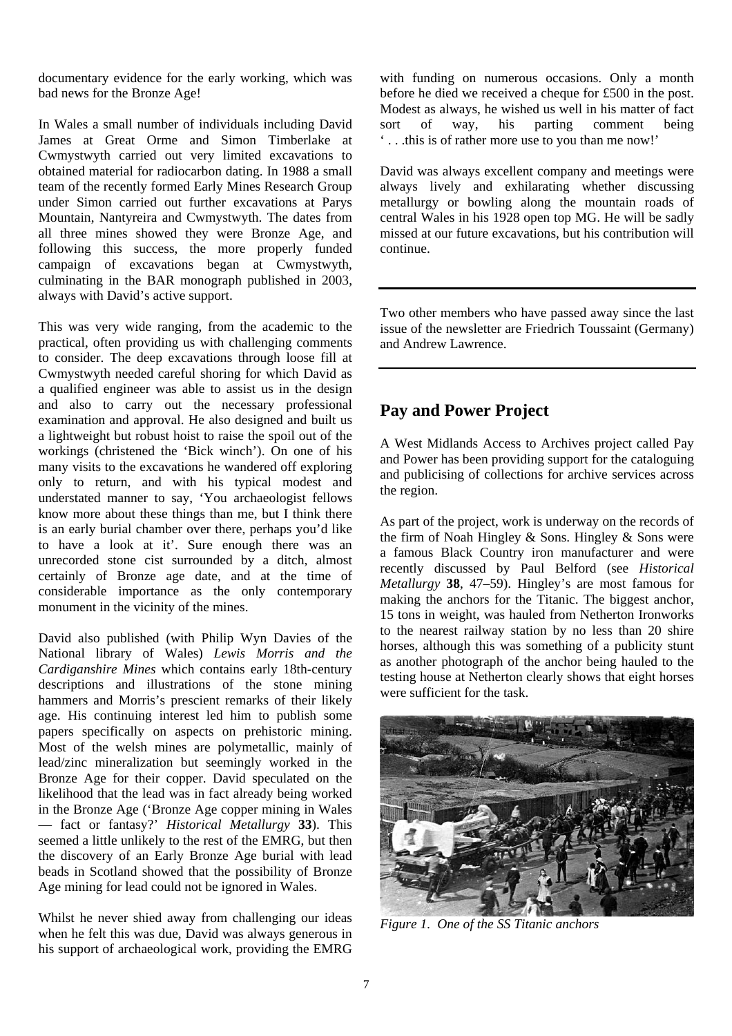documentary evidence for the early working, which was bad news for the Bronze Age!

In Wales a small number of individuals including David James at Great Orme and Simon Timberlake at Cwmystwyth carried out very limited excavations to obtained material for radiocarbon dating. In 1988 a small team of the recently formed Early Mines Research Group under Simon carried out further excavations at Parys Mountain, Nantyreira and Cwmystwyth. The dates from all three mines showed they were Bronze Age, and following this success, the more properly funded campaign of excavations began at Cwmystwyth, culminating in the BAR monograph published in 2003, always with David's active support.

This was very wide ranging, from the academic to the practical, often providing us with challenging comments to consider. The deep excavations through loose fill at Cwmystwyth needed careful shoring for which David as a qualified engineer was able to assist us in the design and also to carry out the necessary professional examination and approval. He also designed and built us a lightweight but robust hoist to raise the spoil out of the workings (christened the 'Bick winch'). On one of his many visits to the excavations he wandered off exploring only to return, and with his typical modest and understated manner to say, 'You archaeologist fellows know more about these things than me, but I think there is an early burial chamber over there, perhaps you'd like to have a look at it'. Sure enough there was an unrecorded stone cist surrounded by a ditch, almost certainly of Bronze age date, and at the time of considerable importance as the only contemporary monument in the vicinity of the mines.

David also published (with Philip Wyn Davies of the National library of Wales) *Lewis Morris and the Cardiganshire Mines* which contains early 18th-century descriptions and illustrations of the stone mining hammers and Morris's prescient remarks of their likely age. His continuing interest led him to publish some papers specifically on aspects on prehistoric mining. Most of the welsh mines are polymetallic, mainly of lead/zinc mineralization but seemingly worked in the Bronze Age for their copper. David speculated on the likelihood that the lead was in fact already being worked in the Bronze Age ('Bronze Age copper mining in Wales — fact or fantasy?' *Historical Metallurgy* **33**). This seemed a little unlikely to the rest of the EMRG, but then the discovery of an Early Bronze Age burial with lead beads in Scotland showed that the possibility of Bronze Age mining for lead could not be ignored in Wales.

Whilst he never shied away from challenging our ideas when he felt this was due, David was always generous in his support of archaeological work, providing the EMRG with funding on numerous occasions. Only a month before he died we received a cheque for £500 in the post. Modest as always, he wished us well in his matter of fact sort of way, his parting comment being ' . . .this is of rather more use to you than me now!'

David was always excellent company and meetings were always lively and exhilarating whether discussing metallurgy or bowling along the mountain roads of central Wales in his 1928 open top MG. He will be sadly missed at our future excavations, but his contribution will continue.

---

Two other members who have passed away since the last issue of the newsletter are Friedrich Toussaint (Germany) and Andrew Lawrence.

---

## Pay and Power Project

A West Midlands Access to Archives project called Pay and Power has been providing support for the cataloguing and publicising of collections for archive services across the region.

As part of the project, work is underway on the records of the firm of Noah Hingley & Sons. Hingley & Sons were a famous Black Country iron manufacturer and were recently discussed by Paul Belford (see *Historical Metallurgy* **38**, 47–59). Hingley's are most famous for making the anchors for the Titanic. The biggest anchor, 15 tons in weight, was hauled from Netherton Ironworks to the nearest railway station by no less than 20 shire horses, although this was something of a publicity stunt as another photograph of the anchor being hauled to the testing house at Netherton clearly shows that eight horses were sufficient for the task.

*Figure 1. One of the SS Titanic anchors*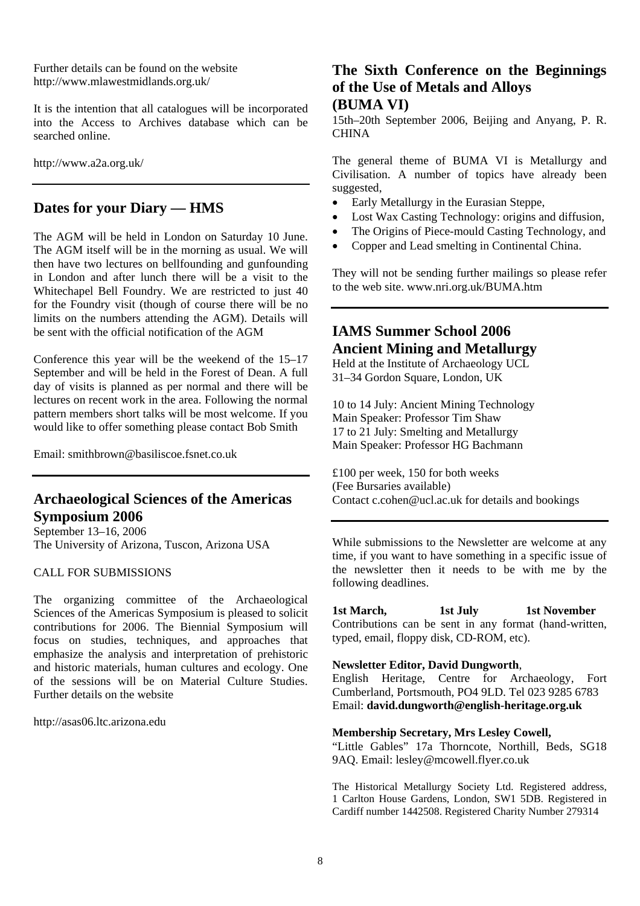Further details can be found on the website
http://www.mlawestmidlands.org.uk/

It is the intention that all catalogues will be incorporated into the Access to Archives database which can be searched online.

http://www.a2a.org.uk/

---

## Dates for your Diary — HMS

The AGM will be held in London on Saturday 10 June. The AGM itself will be in the morning as usual. We will then have two lectures on bellfounding and gunfounding in London and after lunch there will be a visit to the Whitechapel Bell Foundry. We are restricted to just 40 for the Foundry visit (though of course there will be no limits on the numbers attending the AGM). Details will be sent with the official notification of the AGM

Conference this year will be the weekend of the 15–17 September and will be held in the Forest of Dean. A full day of visits is planned as per normal and there will be lectures on recent work in the area. Following the normal pattern members short talks will be most welcome. If you would like to offer something please contact Bob Smith

Email: smithbrown@basiliscoe.fsnet.co.uk

---

## Archaeological Sciences of the Americas Symposium 2006

September 13–16, 2006
The University of Arizona, Tuscon, Arizona USA

CALL FOR SUBMISSIONS

The organizing committee of the Archaeological Sciences of the Americas Symposium is pleased to solicit contributions for 2006. The Biennial Symposium will focus on studies, techniques, and approaches that emphasize the analysis and interpretation of prehistoric and historic materials, human cultures and ecology. One of the sessions will be on Material Culture Studies. Further details on the website

http://asas06.ltc.arizona.edu

## The Sixth Conference on the Beginnings of the Use of Metals and Alloys (BUMA VI)

15th–20th September 2006, Beijing and Anyang, P. R. CHINA

The general theme of BUMA VI is Metallurgy and Civilisation. A number of topics have already been suggested,

- Early Metallurgy in the Eurasian Steppe,
- Lost Wax Casting Technology: origins and diffusion,
- The Origins of Piece-mould Casting Technology, and
- Copper and Lead smelting in Continental China.

They will not be sending further mailings so please refer to the web site. www.nri.org.uk/BUMA.htm

---

## IAMS Summer School 2006 Ancient Mining and Metallurgy

Held at the Institute of Archaeology UCL
31–34 Gordon Square, London, UK

10 to 14 July: Ancient Mining Technology
Main Speaker: Professor Tim Shaw
17 to 21 July: Smelting and Metallurgy
Main Speaker: Professor HG Bachmann

£100 per week, 150 for both weeks
(Fee Bursaries available)
Contact c.cohen@ucl.ac.uk for details and bookings

---

While submissions to the Newsletter are welcome at any time, if you want to have something in a specific issue of the newsletter then it needs to be with me by the following deadlines.

**1st March, 1st July 1st November**

Contributions can be sent in any format (hand-written, typed, email, floppy disk, CD-ROM, etc).

**Newsletter Editor, David Dungworth**,
English Heritage, Centre for Archaeology, Fort Cumberland, Portsmouth, PO4 9LD. Tel 023 9285 6783
Email: **david.dungworth@english-heritage.org.uk**

**Membership Secretary, Mrs Lesley Cowell,**
"Little Gables" 17a Thorncote, Northill, Beds, SG18 9AQ. Email: lesley@mcowell.flyer.co.uk

The Historical Metallurgy Society Ltd. Registered address, 1 Carlton House Gardens, London, SW1 5DB. Registered in Cardiff number 1442508. Registered Charity Number 279314